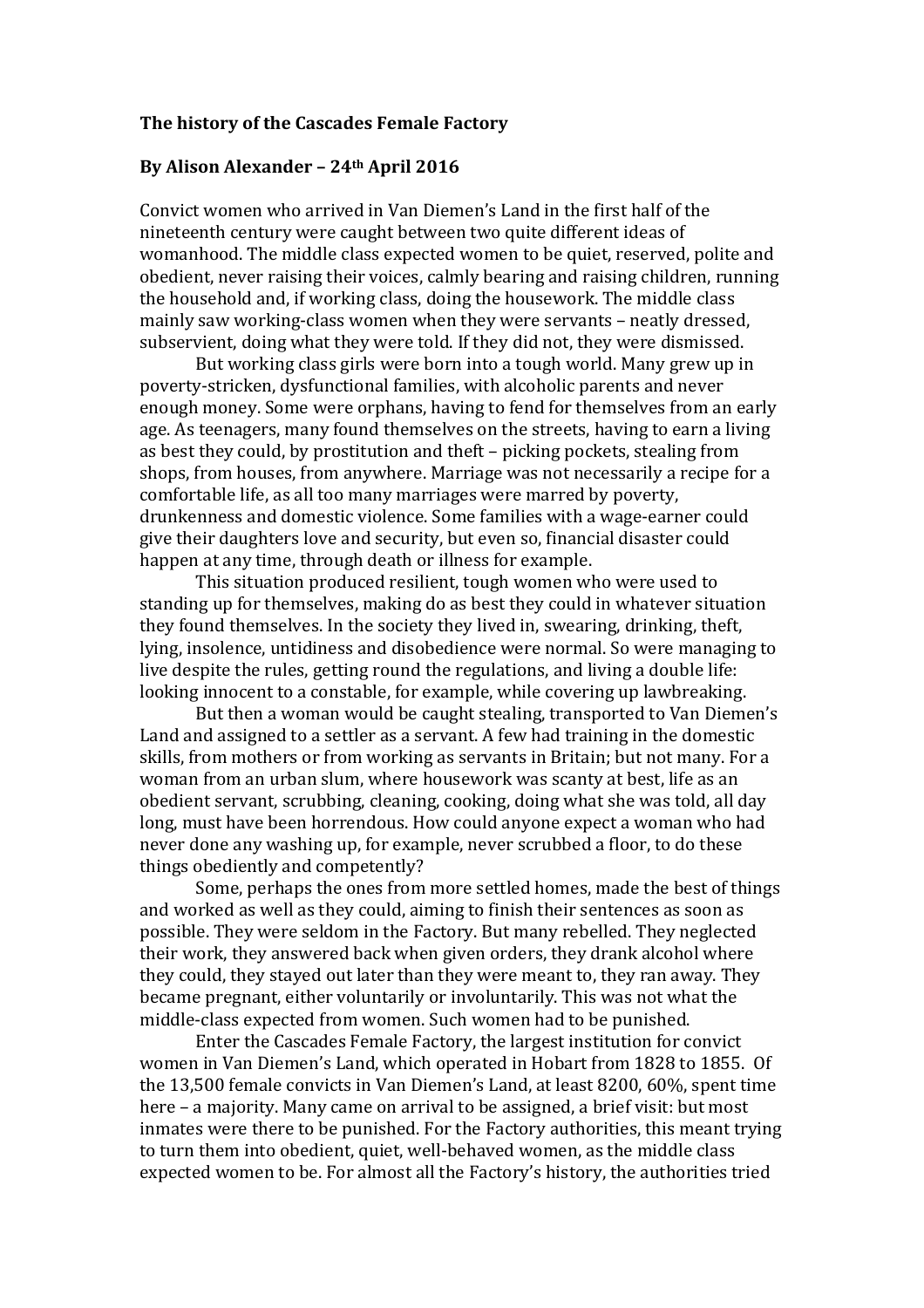**The history of the Cascades Female Factory**

**By Alison Alexander – 24th April 2016**

Convict women who arrived in Van Diemen's Land in the first half of the nineteenth century were caught between two quite different ideas of womanhood. The middle class expected women to be quiet, reserved, polite and obedient, never raising their voices, calmly bearing and raising children, running the household and, if working class, doing the housework. The middle class mainly saw working-class women when they were servants – neatly dressed, subservient, doing what they were told. If they did not, they were dismissed.

But working class girls were born into a tough world. Many grew up in poverty-stricken, dysfunctional families, with alcoholic parents and never enough money. Some were orphans, having to fend for themselves from an early age. As teenagers, many found themselves on the streets, having to earn a living as best they could, by prostitution and theft – picking pockets, stealing from shops, from houses, from anywhere. Marriage was not necessarily a recipe for a comfortable life, as all too many marriages were marred by poverty, drunkenness and domestic violence. Some families with a wage-earner could give their daughters love and security, but even so, financial disaster could happen at any time, through death or illness for example.

This situation produced resilient, tough women who were used to standing up for themselves, making do as best they could in whatever situation they found themselves. In the society they lived in, swearing, drinking, theft, lying, insolence, untidiness and disobedience were normal. So were managing to live despite the rules, getting round the regulations, and living a double life: looking innocent to a constable, for example, while covering up lawbreaking.

But then a woman would be caught stealing, transported to Van Diemen's Land and assigned to a settler as a servant. A few had training in the domestic skills, from mothers or from working as servants in Britain; but not many. For a woman from an urban slum, where housework was scanty at best, life as an obedient servant, scrubbing, cleaning, cooking, doing what she was told, all day long, must have been horrendous. How could anyone expect a woman who had never done any washing up, for example, never scrubbed a floor, to do these things obediently and competently?

Some, perhaps the ones from more settled homes, made the best of things and worked as well as they could, aiming to finish their sentences as soon as possible. They were seldom in the Factory. But many rebelled. They neglected their work, they answered back when given orders, they drank alcohol where they could, they stayed out later than they were meant to, they ran away. They became pregnant, either voluntarily or involuntarily. This was not what the middle-class expected from women. Such women had to be punished.

Enter the Cascades Female Factory, the largest institution for convict women in Van Diemen's Land, which operated in Hobart from 1828 to 1855. Of the 13,500 female convicts in Van Diemen's Land, at least 8200, 60%, spent time here – a majority. Many came on arrival to be assigned, a brief visit: but most inmates were there to be punished. For the Factory authorities, this meant trying to turn them into obedient, quiet, well-behaved women, as the middle class expected women to be. For almost all the Factory's history, the authorities tried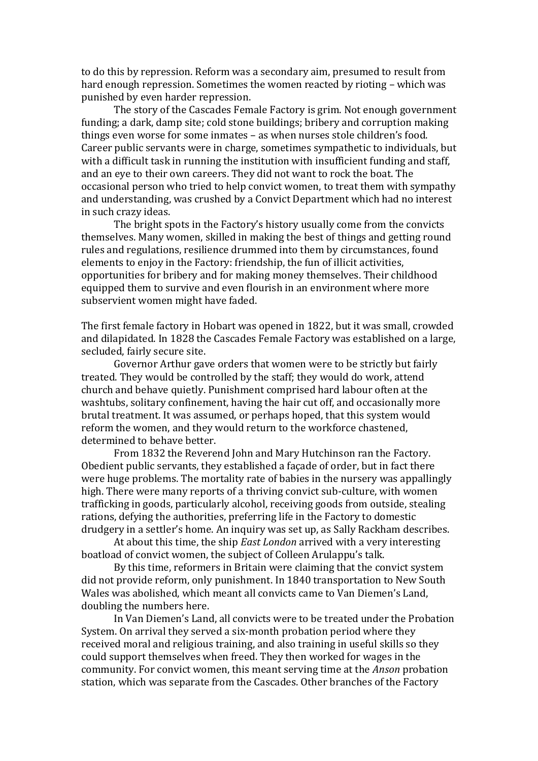to do this by repression. Reform was a secondary aim, presumed to result from hard enough repression. Sometimes the women reacted by rioting – which was punished by even harder repression.

The story of the Cascades Female Factory is grim. Not enough government funding; a dark, damp site; cold stone buildings; bribery and corruption making things even worse for some inmates – as when nurses stole children's food. Career public servants were in charge, sometimes sympathetic to individuals, but with a difficult task in running the institution with insufficient funding and staff, and an eye to their own careers. They did not want to rock the boat. The occasional person who tried to help convict women, to treat them with sympathy and understanding, was crushed by a Convict Department which had no interest in such crazy ideas.

The bright spots in the Factory's history usually come from the convicts themselves. Many women, skilled in making the best of things and getting round rules and regulations, resilience drummed into them by circumstances, found elements to enjoy in the Factory: friendship, the fun of illicit activities, opportunities for bribery and for making money themselves. Their childhood equipped them to survive and even flourish in an environment where more subservient women might have faded.

The first female factory in Hobart was opened in 1822, but it was small, crowded and dilapidated. In 1828 the Cascades Female Factory was established on a large, secluded, fairly secure site.

Governor Arthur gave orders that women were to be strictly but fairly treated. They would be controlled by the staff; they would do work, attend church and behave quietly. Punishment comprised hard labour often at the washtubs, solitary confinement, having the hair cut off, and occasionally more brutal treatment. It was assumed, or perhaps hoped, that this system would reform the women, and they would return to the workforce chastened, determined to behave better.

From 1832 the Reverend John and Mary Hutchinson ran the Factory. Obedient public servants, they established a façade of order, but in fact there were huge problems. The mortality rate of babies in the nursery was appallingly high. There were many reports of a thriving convict sub-culture, with women trafficking in goods, particularly alcohol, receiving goods from outside, stealing rations, defying the authorities, preferring life in the Factory to domestic drudgery in a settler's home. An inquiry was set up, as Sally Rackham describes.

At about this time, the ship *East London* arrived with a very interesting boatload of convict women, the subject of Colleen Arulappu's talk.

By this time, reformers in Britain were claiming that the convict system did not provide reform, only punishment. In 1840 transportation to New South Wales was abolished, which meant all convicts came to Van Diemen's Land, doubling the numbers here.

In Van Diemen's Land, all convicts were to be treated under the Probation System. On arrival they served a six-month probation period where they received moral and religious training, and also training in useful skills so they could support themselves when freed. They then worked for wages in the community. For convict women, this meant serving time at the *Anson* probation station, which was separate from the Cascades. Other branches of the Factory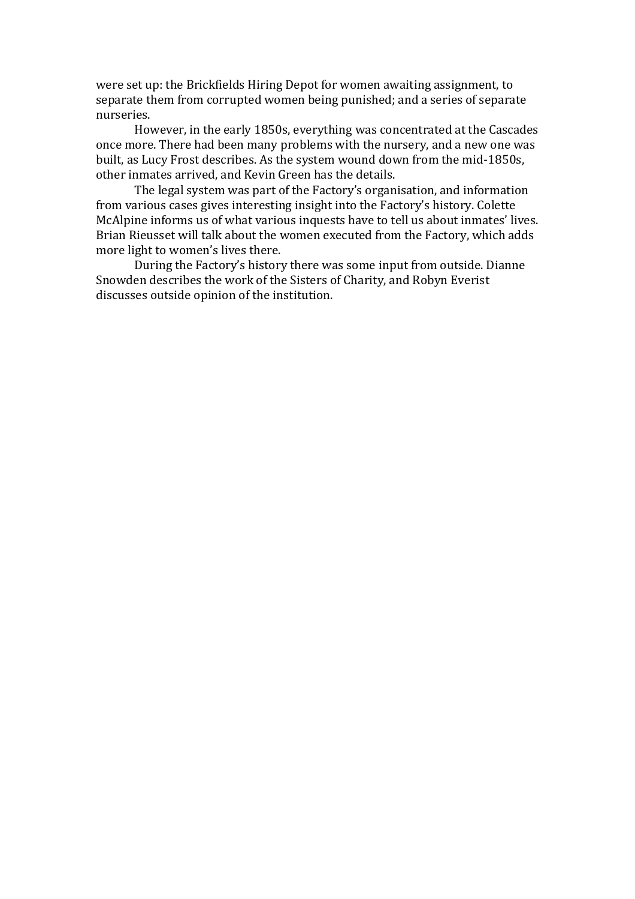were set up: the Brickfields Hiring Depot for women awaiting assignment, to separate them from corrupted women being punished; and a series of separate nurseries.

However, in the early 1850s, everything was concentrated at the Cascades once more. There had been many problems with the nursery, and a new one was built, as Lucy Frost describes. As the system wound down from the mid-1850s, other inmates arrived, and Kevin Green has the details.

The legal system was part of the Factory's organisation, and information from various cases gives interesting insight into the Factory's history. Colette McAlpine informs us of what various inquests have to tell us about inmates' lives. Brian Rieusset will talk about the women executed from the Factory, which adds more light to women's lives there.

During the Factory's history there was some input from outside. Dianne Snowden describes the work of the Sisters of Charity, and Robyn Everist discusses outside opinion of the institution.